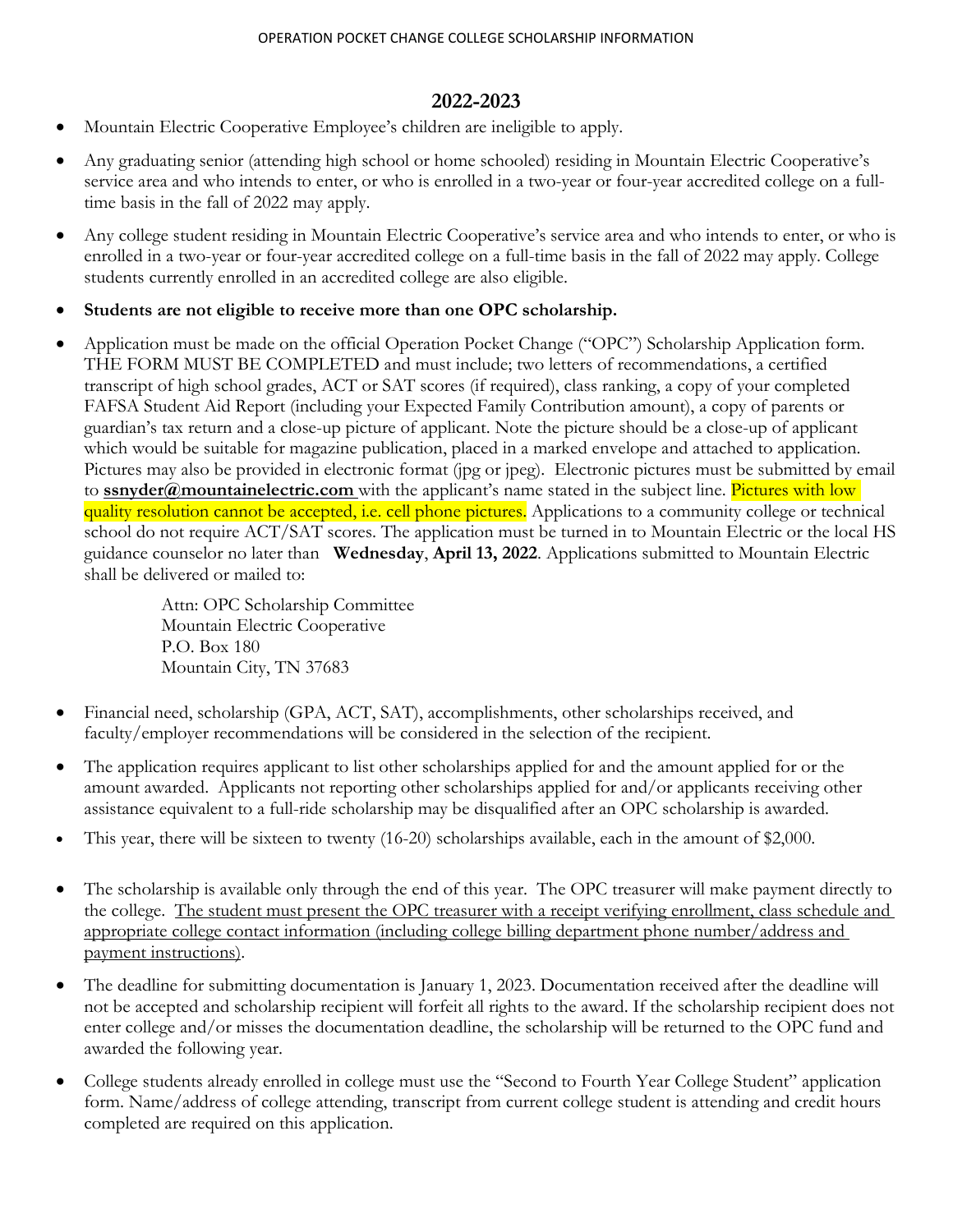OPERATION POCKET CHANGE COLLEGE SCHOLARSHIP INFORMATION

## 2022-2023

- Mountain Electric Cooperative Employee's children are ineligible to apply.
- Any graduating senior (attending high school or home schooled) residing in Mountain Electric Cooperative's service area and who intends to enter, or who is enrolled in a two-year or four-year accredited college on a full-time basis in the fall of 2022 may apply.
- Any college student residing in Mountain Electric Cooperative's service area and who intends to enter, or who is enrolled in a two-year or four-year accredited college on a full-time basis in the fall of 2022 may apply. College students currently enrolled in an accredited college are also eligible.
- **Students are not eligible to receive more than one OPC scholarship.**
- Application must be made on the official Operation Pocket Change ("OPC") Scholarship Application form. THE FORM MUST BE COMPLETED and must include; two letters of recommendations, a certified transcript of high school grades, ACT or SAT scores (if required), class ranking, a copy of your completed FAFSA Student Aid Report (including your Expected Family Contribution amount), a copy of parents or guardian's tax return and a close-up picture of applicant. Note the picture should be a close-up of applicant which would be suitable for magazine publication, placed in a marked envelope and attached to application. Pictures may also be provided in electronic format (jpg or jpeg). Electronic pictures must be submitted by email to **ssnyder@mountainelectric.com** with the applicant's name stated in the subject line. Pictures with low quality resolution cannot be accepted, i.e. cell phone pictures. Applications to a community college or technical school do not require ACT/SAT scores. The application must be turned in to Mountain Electric or the local HS guidance counselor no later than **Wednesday**, **April 13, 2022**. Applications submitted to Mountain Electric shall be delivered or mailed to:

  Attn: OPC Scholarship Committee
  Mountain Electric Cooperative
  P.O. Box 180
  Mountain City, TN 37683

- Financial need, scholarship (GPA, ACT, SAT), accomplishments, other scholarships received, and faculty/employer recommendations will be considered in the selection of the recipient.
- The application requires applicant to list other scholarships applied for and the amount applied for or the amount awarded. Applicants not reporting other scholarships applied for and/or applicants receiving other assistance equivalent to a full-ride scholarship may be disqualified after an OPC scholarship is awarded.
- This year, there will be sixteen to twenty (16-20) scholarships available, each in the amount of $2,000.
- The scholarship is available only through the end of this year. The OPC treasurer will make payment directly to the college. The student must present the OPC treasurer with a receipt verifying enrollment, class schedule and appropriate college contact information (including college billing department phone number/address and payment instructions).
- The deadline for submitting documentation is January 1, 2023. Documentation received after the deadline will not be accepted and scholarship recipient will forfeit all rights to the award. If the scholarship recipient does not enter college and/or misses the documentation deadline, the scholarship will be returned to the OPC fund and awarded the following year.
- College students already enrolled in college must use the "Second to Fourth Year College Student" application form. Name/address of college attending, transcript from current college student is attending and credit hours completed are required on this application.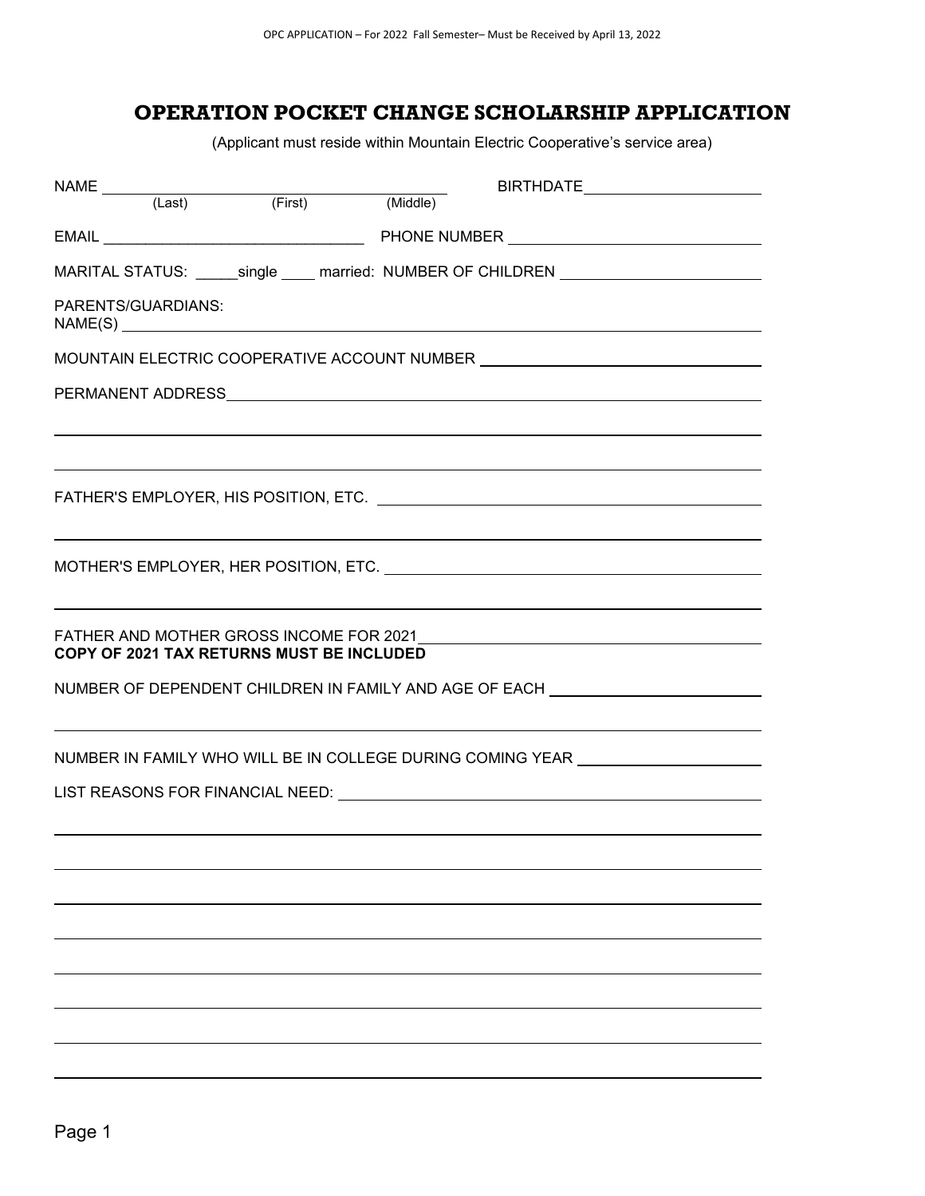# OPERATION POCKET CHANGE SCHOLARSHIP APPLICATION

(Applicant must reside within Mountain Electric Cooperative's service area)

NAME ______________________________________ BIRTHDATE____________________
(Last) (First) (Middle)

EMAIL ______________________________ PHONE NUMBER ______________________________

MARITAL STATUS: _____single ____ married: NUMBER OF CHILDREN ______________________

PARENTS/GUARDIANS:
NAME(S) ______________________________________________________________

MOUNTAIN ELECTRIC COOPERATIVE ACCOUNT NUMBER ________________________________

PERMANENT ADDRESS______________________________________________________

______________________________________________________________________

______________________________________________________________________

FATHER'S EMPLOYER, HIS POSITION, ETC. ____________________________________

______________________________________________________________________

MOTHER'S EMPLOYER, HER POSITION, ETC. ____________________________________

______________________________________________________________________

FATHER AND MOTHER GROSS INCOME FOR 2021________________________________
**COPY OF 2021 TAX RETURNS MUST BE INCLUDED**

NUMBER OF DEPENDENT CHILDREN IN FAMILY AND AGE OF EACH ____________________

______________________________________________________________________

NUMBER IN FAMILY WHO WILL BE IN COLLEGE DURING COMING YEAR __________________

LIST REASONS FOR FINANCIAL NEED: __________________________________________

______________________________________________________________________

______________________________________________________________________

______________________________________________________________________

______________________________________________________________________

______________________________________________________________________

______________________________________________________________________

______________________________________________________________________

______________________________________________________________________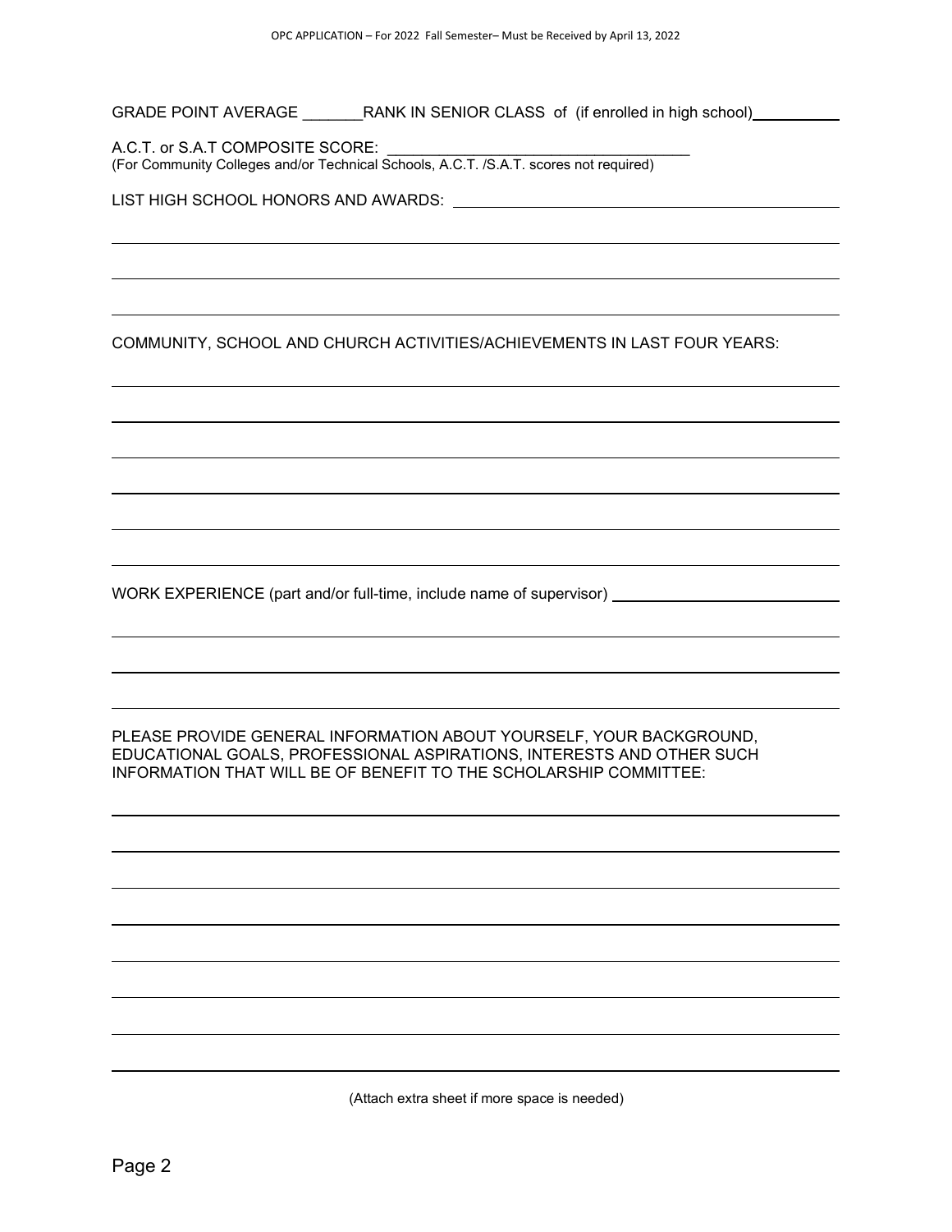GRADE POINT AVERAGE _______RANK IN SENIOR CLASS of (if enrolled in high school)__________

A.C.T. or S.A.T COMPOSITE SCORE: ___________________________________
(For Community Colleges and/or Technical Schools, A.C.T. /S.A.T. scores not required)

LIST HIGH SCHOOL HONORS AND AWARDS: ___________________________________________

COMMUNITY, SCHOOL AND CHURCH ACTIVITIES/ACHIEVEMENTS IN LAST FOUR YEARS:

WORK EXPERIENCE (part and/or full-time, include name of supervisor) ___________________________

PLEASE PROVIDE GENERAL INFORMATION ABOUT YOURSELF, YOUR BACKGROUND, EDUCATIONAL GOALS, PROFESSIONAL ASPIRATIONS, INTERESTS AND OTHER SUCH INFORMATION THAT WILL BE OF BENEFIT TO THE SCHOLARSHIP COMMITTEE:

(Attach extra sheet if more space is needed)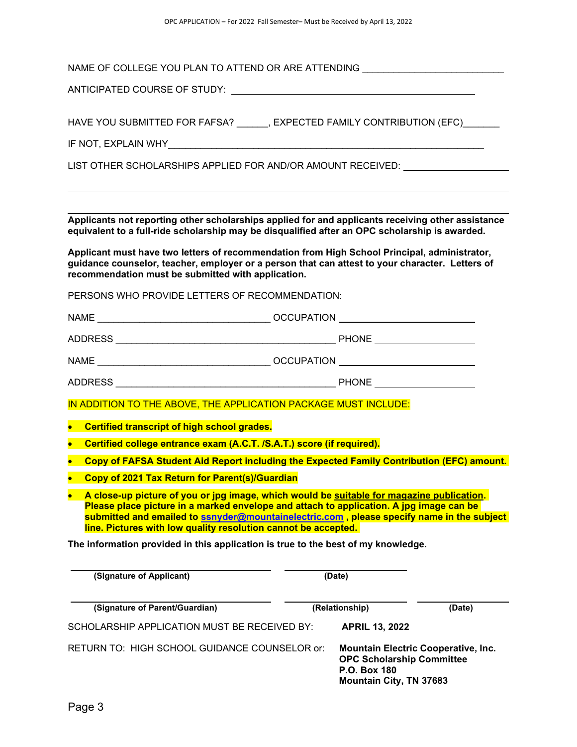NAME OF COLLEGE YOU PLAN TO ATTEND OR ARE ATTENDING ___________________________

ANTICIPATED COURSE OF STUDY: ______________________________________________

HAVE YOU SUBMITTED FOR FAFSA? ______, EXPECTED FAMILY CONTRIBUTION (EFC)_______

IF NOT, EXPLAIN WHY______________________________________________________________

LIST OTHER SCHOLARSHIPS APPLIED FOR AND/OR AMOUNT RECEIVED: ____________________

______________________________________________________________________________

______________________________________________________________________________

**Applicants not reporting other scholarships applied for and applicants receiving other assistance equivalent to a full-ride scholarship may be disqualified after an OPC scholarship is awarded.**

**Applicant must have two letters of recommendation from High School Principal, administrator, guidance counselor, teacher, employer or a person that can attest to your character. Letters of recommendation must be submitted with application.**

PERSONS WHO PROVIDE LETTERS OF RECOMMENDATION:

NAME ________________________________ OCCUPATION __________________________

ADDRESS _________________________________________ PHONE ___________________

NAME ________________________________ OCCUPATION __________________________

ADDRESS _________________________________________ PHONE ___________________

IN ADDITION TO THE ABOVE, THE APPLICATION PACKAGE MUST INCLUDE:

- **Certified transcript of high school grades.**
- **Certified college entrance exam (A.C.T. /S.A.T.) score (if required).**
- **Copy of FAFSA Student Aid Report including the Expected Family Contribution (EFC) amount.**
- **Copy of 2021 Tax Return for Parent(s)/Guardian**
- **A close-up picture of you or jpg image, which would be suitable for magazine publication. Please place picture in a marked envelope and attach to application. A jpg image can be submitted and emailed to ssnyder@mountainelectric.com , please specify name in the subject line. Pictures with low quality resolution cannot be accepted.**

**The information provided in this application is true to the best of my knowledge.**

______________________________ ______________________
**(Signature of Applicant)** **(Date)**

______________________________ ______________________ ______________________
**(Signature of Parent/Guardian)** **(Relationship)** **(Date)**

SCHOLARSHIP APPLICATION MUST BE RECEIVED BY: **APRIL 13, 2022**

RETURN TO: HIGH SCHOOL GUIDANCE COUNSELOR or:

**Mountain Electric Cooperative, Inc.**
**OPC Scholarship Committee**
**P.O. Box 180**
**Mountain City, TN 37683**